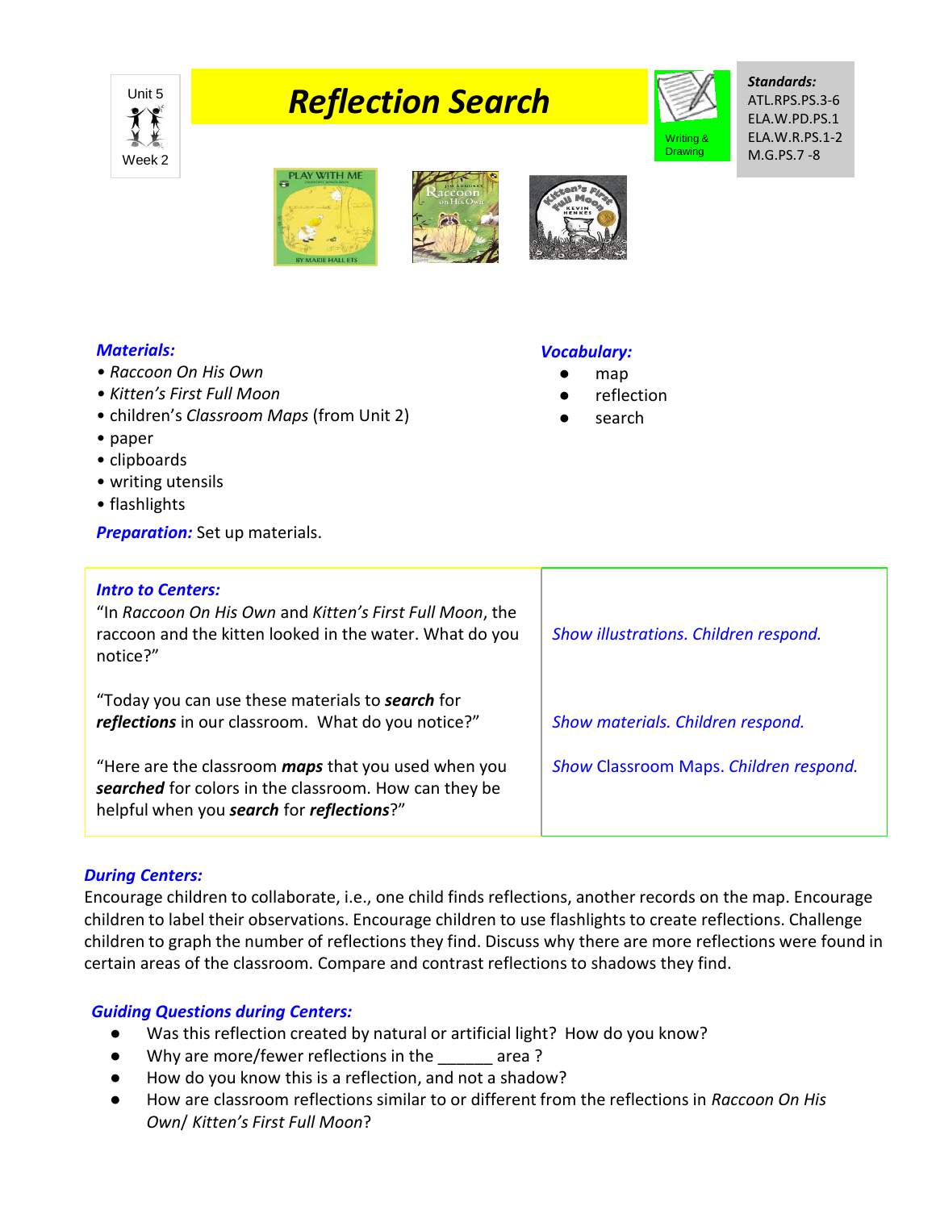Unit 5

Week 2

# Reflection Search

Writing & Drawing

***Standards:***
ATL.RPS.PS.3-6
ELA.W.PD.PS.1
ELA.W.R.PS.1-2
M.G.PS.7 -8

***Materials:***

- *Raccoon On His Own*
- *Kitten's First Full Moon*
- children's *Classroom Maps* (from Unit 2)
- paper
- clipboards
- writing utensils
- flashlights

***Vocabulary:***

- map
- reflection
- search

***Preparation:*** Set up materials.

| ***Intro to Centers:*** | |
|---|---|
| "In *Raccoon On His Own* and *Kitten's First Full Moon*, the raccoon and the kitten looked in the water. What do you notice?" | *Show illustrations. Children respond.* |
| "Today you can use these materials to ***search*** for ***reflections*** in our classroom. What do you notice?" | *Show materials. Children respond.* |
| "Here are the classroom ***maps*** that you used when you ***searched*** for colors in the classroom. How can they be helpful when you ***search*** for ***reflections***?" | *Show* Classroom Maps. *Children respond.* |

***During Centers:***

Encourage children to collaborate, i.e., one child finds reflections, another records on the map. Encourage children to label their observations. Encourage children to use flashlights to create reflections. Challenge children to graph the number of reflections they find. Discuss why there are more reflections were found in certain areas of the classroom. Compare and contrast reflections to shadows they find.

***Guiding Questions during Centers:***

- Was this reflection created by natural or artificial light? How do you know?
- Why are more/fewer reflections in the ______ area ?
- How do you know this is a reflection, and not a shadow?
- How are classroom reflections similar to or different from the reflections in *Raccoon On His Own/ Kitten's First Full Moon*?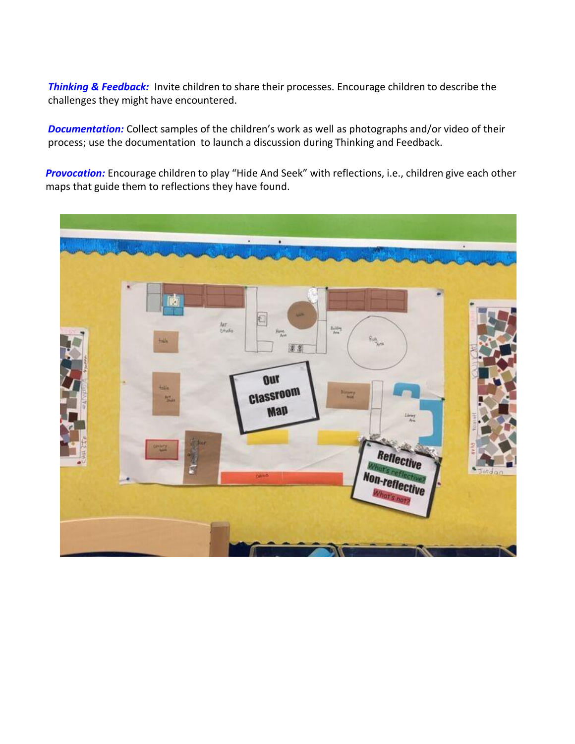***Thinking & Feedback:*** Invite children to share their processes. Encourage children to describe the challenges they might have encountered.

***Documentation:*** Collect samples of the children's work as well as photographs and/or video of their process; use the documentation to launch a discussion during Thinking and Feedback.

***Provocation:*** Encourage children to play "Hide And Seek" with reflections, i.e., children give each other maps that guide them to reflections they have found.